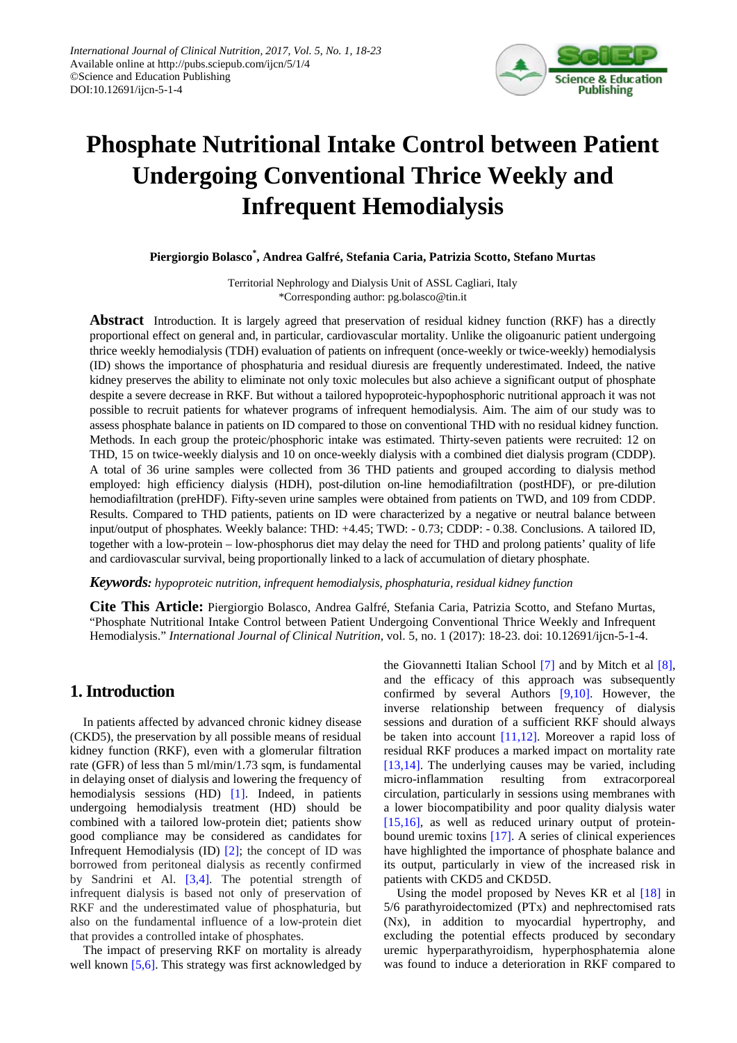# Phosphate Nutritional Intake Control between Patient Undergoing Conventional Thrice Weekly and Infrequent Hemodialysis

**Piergiorgio Bolasco\*, Andrea Galfré, Stefania Caria, Patrizia Scotto, Stefano Murtas**

Territorial Nephrology and Dialysis Unit of ASSL Cagliari, Italy
\*Corresponding author: pg.bolasco@tin.it

**Abstract** Introduction. It is largely agreed that preservation of residual kidney function (RKF) has a directly proportional effect on general and, in particular, cardiovascular mortality. Unlike the oligoanuric patient undergoing thrice weekly hemodialysis (TDH) evaluation of patients on infrequent (once-weekly or twice-weekly) hemodialysis (ID) shows the importance of phosphaturia and residual diuresis are frequently underestimated. Indeed, the native kidney preserves the ability to eliminate not only toxic molecules but also achieve a significant output of phosphate despite a severe decrease in RKF. But without a tailored hypoproteic-hypophosphoric nutritional approach it was not possible to recruit patients for whatever programs of infrequent hemodialysis. Aim. The aim of our study was to assess phosphate balance in patients on ID compared to those on conventional THD with no residual kidney function. Methods. In each group the proteic/phosphoric intake was estimated. Thirty-seven patients were recruited: 12 on THD, 15 on twice-weekly dialysis and 10 on once-weekly dialysis with a combined diet dialysis program (CDDP). A total of 36 urine samples were collected from 36 THD patients and grouped according to dialysis method employed: high efficiency dialysis (HDH), post-dilution on-line hemodiafiltration (postHDF), or pre-dilution hemodiafiltration (preHDF). Fifty-seven urine samples were obtained from patients on TWD, and 109 from CDDP. Results. Compared to THD patients, patients on ID were characterized by a negative or neutral balance between input/output of phosphates. Weekly balance: THD: +4.45; TWD: - 0.73; CDDP: - 0.38. Conclusions. A tailored ID, together with a low-protein – low-phosphorus diet may delay the need for THD and prolong patients' quality of life and cardiovascular survival, being proportionally linked to a lack of accumulation of dietary phosphate.

***Keywords:*** *hypoproteic nutrition, infrequent hemodialysis, phosphaturia, residual kidney function*

**Cite This Article:** Piergiorgio Bolasco, Andrea Galfré, Stefania Caria, Patrizia Scotto, and Stefano Murtas, "Phosphate Nutritional Intake Control between Patient Undergoing Conventional Thrice Weekly and Infrequent Hemodialysis." *International Journal of Clinical Nutrition*, vol. 5, no. 1 (2017): 18-23. doi: 10.12691/ijcn-5-1-4.

## 1. Introduction

In patients affected by advanced chronic kidney disease (CKD5), the preservation by all possible means of residual kidney function (RKF), even with a glomerular filtration rate (GFR) of less than 5 ml/min/1.73 sqm, is fundamental in delaying onset of dialysis and lowering the frequency of hemodialysis sessions (HD) [1]. Indeed, in patients undergoing hemodialysis treatment (HD) should be combined with a tailored low-protein diet; patients show good compliance may be considered as candidates for Infrequent Hemodialysis (ID) [2]; the concept of ID was borrowed from peritoneal dialysis as recently confirmed by Sandrini et Al. [3,4]. The potential strength of infrequent dialysis is based not only of preservation of RKF and the underestimated value of phosphaturia, but also on the fundamental influence of a low-protein diet that provides a controlled intake of phosphates.

The impact of preserving RKF on mortality is already well known [5,6]. This strategy was first acknowledged by the Giovannetti Italian School [7] and by Mitch et al [8], and the efficacy of this approach was subsequently confirmed by several Authors [9,10]. However, the inverse relationship between frequency of dialysis sessions and duration of a sufficient RKF should always be taken into account [11,12]. Moreover a rapid loss of residual RKF produces a marked impact on mortality rate [13,14]. The underlying causes may be varied, including micro-inflammation resulting from extracorporeal circulation, particularly in sessions using membranes with a lower biocompatibility and poor quality dialysis water [15,16], as well as reduced urinary output of protein-bound uremic toxins [17]. A series of clinical experiences have highlighted the importance of phosphate balance and its output, particularly in view of the increased risk in patients with CKD5 and CKD5D.

Using the model proposed by Neves KR et al [18] in 5/6 parathyroidectomized (PTx) and nephrectomised rats (Nx), in addition to myocardial hypertrophy, and excluding the potential effects produced by secondary uremic hyperparathyroidism, hyperphosphatemia alone was found to induce a deterioration in RKF compared to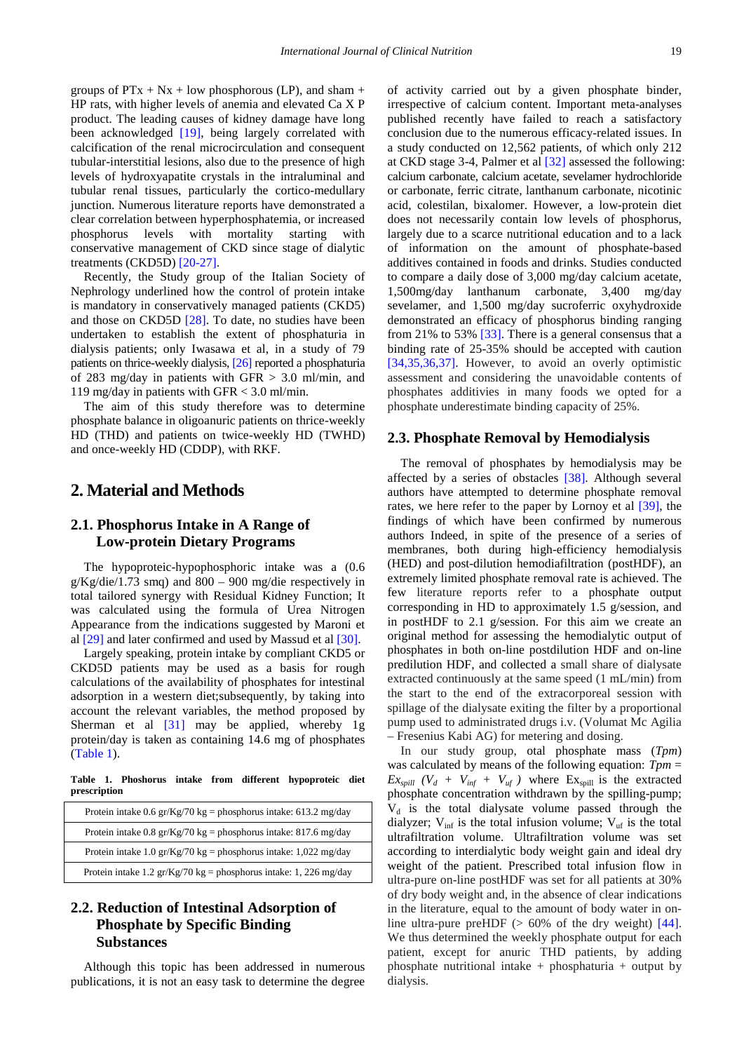groups of PTx + Nx + low phosphorous (LP), and sham + HP rats, with higher levels of anemia and elevated Ca X P product. The leading causes of kidney damage have long been acknowledged [19], being largely correlated with calcification of the renal microcirculation and consequent tubular-interstitial lesions, also due to the presence of high levels of hydroxyapatite crystals in the intraluminal and tubular renal tissues, particularly the cortico-medullary junction. Numerous literature reports have demonstrated a clear correlation between hyperphosphatemia, or increased phosphorus levels with mortality starting with conservative management of CKD since stage of dialytic treatments (CKD5D) [20-27].

Recently, the Study group of the Italian Society of Nephrology underlined how the control of protein intake is mandatory in conservatively managed patients (CKD5) and those on CKD5D [28]. To date, no studies have been undertaken to establish the extent of phosphaturia in dialysis patients; only Iwasawa et al, in a study of 79 patients on thrice-weekly dialysis, [26] reported a phosphaturia of 283 mg/day in patients with GFR > 3.0 ml/min, and 119 mg/day in patients with GFR < 3.0 ml/min.

The aim of this study therefore was to determine phosphate balance in oligoanuric patients on thrice-weekly HD (THD) and patients on twice-weekly HD (TWHD) and once-weekly HD (CDDP), with RKF.

# 2. Material and Methods

## 2.1. Phosphorus Intake in A Range of Low-protein Dietary Programs

The hypoproteic-hypophosphoric intake was a (0.6 g/Kg/die/1.73 smq) and 800 – 900 mg/die respectively in total tailored synergy with Residual Kidney Function; It was calculated using the formula of Urea Nitrogen Appearance from the indications suggested by Maroni et al [29] and later confirmed and used by Massud et al [30].

Largely speaking, protein intake by compliant CKD5 or CKD5D patients may be used as a basis for rough calculations of the availability of phosphates for intestinal adsorption in a western diet;subsequently, by taking into account the relevant variables, the method proposed by Sherman et al [31] may be applied, whereby 1g protein/day is taken as containing 14.6 mg of phosphates (Table 1).

**Table 1. Phoshorus intake from different hypoproteic diet prescription**

| |
|---|
| Protein intake 0.6 gr/Kg/70 kg = phosphorus intake: 613.2 mg/day |
| Protein intake 0.8 gr/Kg/70 kg = phosphorus intake: 817.6 mg/day |
| Protein intake 1.0 gr/Kg/70 kg = phosphorus intake: 1,022 mg/day |
| Protein intake 1.2 gr/Kg/70 kg = phosphorus intake: 1, 226 mg/day |

## 2.2. Reduction of Intestinal Adsorption of Phosphate by Specific Binding Substances

Although this topic has been addressed in numerous publications, it is not an easy task to determine the degree of activity carried out by a given phosphate binder, irrespective of calcium content. Important meta-analyses published recently have failed to reach a satisfactory conclusion due to the numerous efficacy-related issues. In a study conducted on 12,562 patients, of which only 212 at CKD stage 3-4, Palmer et al [32] assessed the following: calcium carbonate, calcium acetate, sevelamer hydrochloride or carbonate, ferric citrate, lanthanum carbonate, nicotinic acid, colestilan, bixalomer. However, a low-protein diet does not necessarily contain low levels of phosphorus, largely due to a scarce nutritional education and to a lack of information on the amount of phosphate-based additives contained in foods and drinks. Studies conducted to compare a daily dose of 3,000 mg/day calcium acetate, 1,500mg/day lanthanum carbonate, 3,400 mg/day sevelamer, and 1,500 mg/day sucroferric oxyhydroxide demonstrated an efficacy of phosphorus binding ranging from 21% to 53% [33]. There is a general consensus that a binding rate of 25-35% should be accepted with caution [34,35,36,37]. However, to avoid an overly optimistic assessment and considering the unavoidable contents of phosphates additivies in many foods we opted for a phosphate underestimate binding capacity of 25%.

## 2.3. Phosphate Removal by Hemodialysis

The removal of phosphates by hemodialysis may be affected by a series of obstacles [38]. Although several authors have attempted to determine phosphate removal rates, we here refer to the paper by Lornoy et al [39], the findings of which have been confirmed by numerous authors Indeed, in spite of the presence of a series of membranes, both during high-efficiency hemodialysis (HED) and post-dilution hemodiafiltration (postHDF), an extremely limited phosphate removal rate is achieved. The few literature reports refer to a phosphate output corresponding in HD to approximately 1.5 g/session, and in postHDF to 2.1 g/session. For this aim we create an original method for assessing the hemodialytic output of phosphates in both on-line postdilution HDF and on-line predilution HDF, and collected a small share of dialysate extracted continuously at the same speed (1 mL/min) from the start to the end of the extracorporeal session with spillage of the dialysate exiting the filter by a proportional pump used to administrated drugs i.v. (Volumat Mc Agilia – Fresenius Kabi AG) for metering and dosing.

In our study group, otal phosphate mass (*Tpm*) was calculated by means of the following equation: $Tpm = Ex_{spill}\ (V_d + V_{inf} + V_{uf})$ where $Ex_{spill}$ is the extracted phosphate concentration withdrawn by the spilling-pump; $V_d$ is the total dialysate volume passed through the dialyzer; $V_{inf}$ is the total infusion volume; $V_{uf}$ is the total ultrafiltration volume. Ultrafiltration volume was set according to interdialytic body weight gain and ideal dry weight of the patient. Prescribed total infusion flow in ultra-pure on-line postHDF was set for all patients at 30% of dry body weight and, in the absence of clear indications in the literature, equal to the amount of body water in on-line ultra-pure preHDF (> 60% of the dry weight) [44]. We thus determined the weekly phosphate output for each patient, except for anuric THD patients, by adding phosphate nutritional intake + phosphaturia + output by dialysis.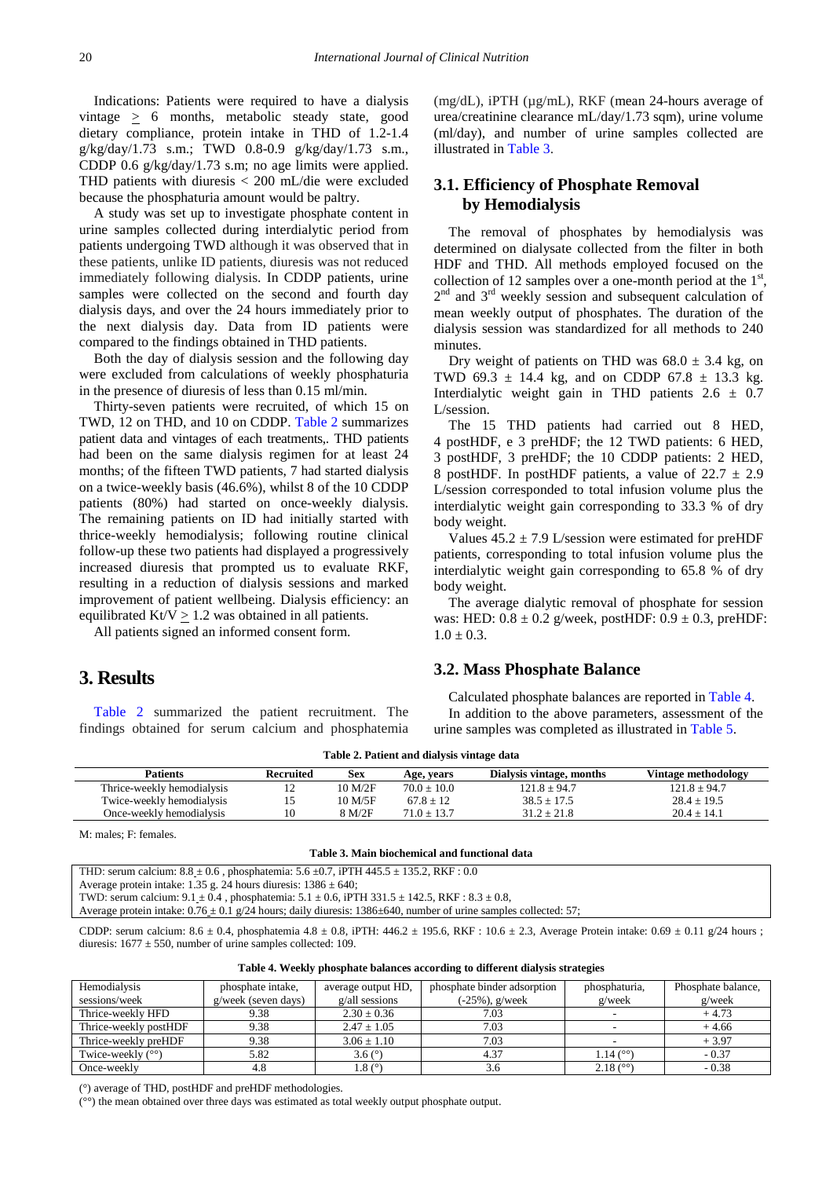Indications: Patients were required to have a dialysis vintage $\geq$ 6 months, metabolic steady state, good dietary compliance, protein intake in THD of 1.2-1.4 g/kg/day/1.73 s.m.; TWD 0.8-0.9 g/kg/day/1.73 s.m., CDDP 0.6 g/kg/day/1.73 s.m; no age limits were applied. THD patients with diuresis < 200 mL/die were excluded because the phosphaturia amount would be paltry.

A study was set up to investigate phosphate content in urine samples collected during interdialytic period from patients undergoing TWD although it was observed that in these patients, unlike ID patients, diuresis was not reduced immediately following dialysis. In CDDP patients, urine samples were collected on the second and fourth day dialysis days, and over the 24 hours immediately prior to the next dialysis day. Data from ID patients were compared to the findings obtained in THD patients.

Both the day of dialysis session and the following day were excluded from calculations of weekly phosphaturia in the presence of diuresis of less than 0.15 ml/min.

Thirty-seven patients were recruited, of which 15 on TWD, 12 on THD, and 10 on CDDP. Table 2 summarizes patient data and vintages of each treatments,. THD patients had been on the same dialysis regimen for at least 24 months; of the fifteen TWD patients, 7 had started dialysis on a twice-weekly basis (46.6%), whilst 8 of the 10 CDDP patients (80%) had started on once-weekly dialysis. The remaining patients on ID had initially started with thrice-weekly hemodialysis; following routine clinical follow-up these two patients had displayed a progressively increased diuresis that prompted us to evaluate RKF, resulting in a reduction of dialysis sessions and marked improvement of patient wellbeing. Dialysis efficiency: an equilibrated Kt/V $\geq$ 1.2 was obtained in all patients.

All patients signed an informed consent form.

# 3. Results

Table 2 summarized the patient recruitment. The findings obtained for serum calcium and phosphatemia (mg/dL), iPTH (µg/mL), RKF (mean 24-hours average of urea/creatinine clearance mL/day/1.73 sqm), urine volume (ml/day), and number of urine samples collected are illustrated in Table 3.

## 3.1. Efficiency of Phosphate Removal by Hemodialysis

The removal of phosphates by hemodialysis was determined on dialysate collected from the filter in both HDF and THD. All methods employed focused on the collection of 12 samples over a one-month period at the 1[st], 2[nd] and 3[rd] weekly session and subsequent calculation of mean weekly output of phosphates. The duration of the dialysis session was standardized for all methods to 240 minutes.

Dry weight of patients on THD was 68.0 ± 3.4 kg, on TWD 69.3 ± 14.4 kg, and on CDDP 67.8 ± 13.3 kg. Interdialytic weight gain in THD patients 2.6 ± 0.7 L/session.

The 15 THD patients had carried out 8 HED, 4 postHDF, e 3 preHDF; the 12 TWD patients: 6 HED, 3 postHDF, 3 preHDF; the 10 CDDP patients: 2 HED, 8 postHDF. In postHDF patients, a value of 22.7 ± 2.9 L/session corresponded to total infusion volume plus the interdialytic weight gain corresponding to 33.3 % of dry body weight.

Values 45.2 ± 7.9 L/session were estimated for preHDF patients, corresponding to total infusion volume plus the interdialytic weight gain corresponding to 65.8 % of dry body weight.

The average dialytic removal of phosphate for session was: HED: 0.8 ± 0.2 g/week, postHDF: 0.9 ± 0.3, preHDF: 1.0 ± 0.3.

## 3.2. Mass Phosphate Balance

Calculated phosphate balances are reported in Table 4.

In addition to the above parameters, assessment of the urine samples was completed as illustrated in Table 5.

**Table 2. Patient and dialysis vintage data**

| Patients | Recruited | Sex | Age, years | Dialysis vintage, months | Vintage methodology |
|---|---|---|---|---|---|
| Thrice-weekly hemodialysis | 12 | 10 M/2F | 70.0 ± 10.0 | 121.8 ± 94.7 | 121.8 ± 94.7 |
| Twice-weekly hemodialysis | 15 | 10 M/5F | 67.8 ± 12 | 38.5 ± 17.5 | 28.4 ± 19.5 |
| Once-weekly hemodialysis | 10 | 8 M/2F | 71.0 ± 13.7 | 31.2 ± 21.8 | 20.4 ± 14.1 |

M: males; F: females.

**Table 3. Main biochemical and functional data**

| |
|---|
| THD: serum calcium: 8.8 ± 0.6 , phosphatemia: 5.6 ±0.7, iPTH 445.5 ± 135.2, RKF : 0.0 |
| Average protein intake: 1.35 g. 24 hours diuresis: 1386 ± 640; |
| TWD: serum calcium: 9.1 ± 0.4 , phosphatemia: 5.1 ± 0.6, iPTH 331.5 ± 142.5, RKF : 8.3 ± 0.8, |
| Average protein intake: 0.76 ± 0.1 g/24 hours; daily diuresis: 1386±640, number of urine samples collected: 57; |

CDDP: serum calcium: 8.6 ± 0.4, phosphatemia 4.8 ± 0.8, iPTH: 446.2 ± 195.6, RKF : 10.6 ± 2.3, Average Protein intake: 0.69 ± 0.11 g/24 hours ; diuresis: 1677 ± 550, number of urine samples collected: 109.

**Table 4. Weekly phosphate balances according to different dialysis strategies**

| Hemodialysis sessions/week | phosphate intake, g/week (seven days) | average output HD, g/all sessions | phosphate binder adsorption (-25%), g/week | phosphaturia, g/week | Phosphate balance, g/week |
|---|---|---|---|---|---|
| Thrice-weekly HFD | 9.38 | 2.30 ± 0.36 | 7.03 | - | + 4.73 |
| Thrice-weekly postHDF | 9.38 | 2.47 ± 1.05 | 7.03 | - | + 4.66 |
| Thrice-weekly preHDF | 9.38 | 3.06 ± 1.10 | 7.03 | - | + 3.97 |
| Twice-weekly (°°) | 5.82 | 3.6 (°) | 4.37 | 1.14 (°°) | - 0.37 |
| Once-weekly | 4.8 | 1.8 (°) | 3.6 | 2.18 (°°) | - 0.38 |

(°) average of THD, postHDF and preHDF methodologies.

(°°) the mean obtained over three days was estimated as total weekly output phosphate output.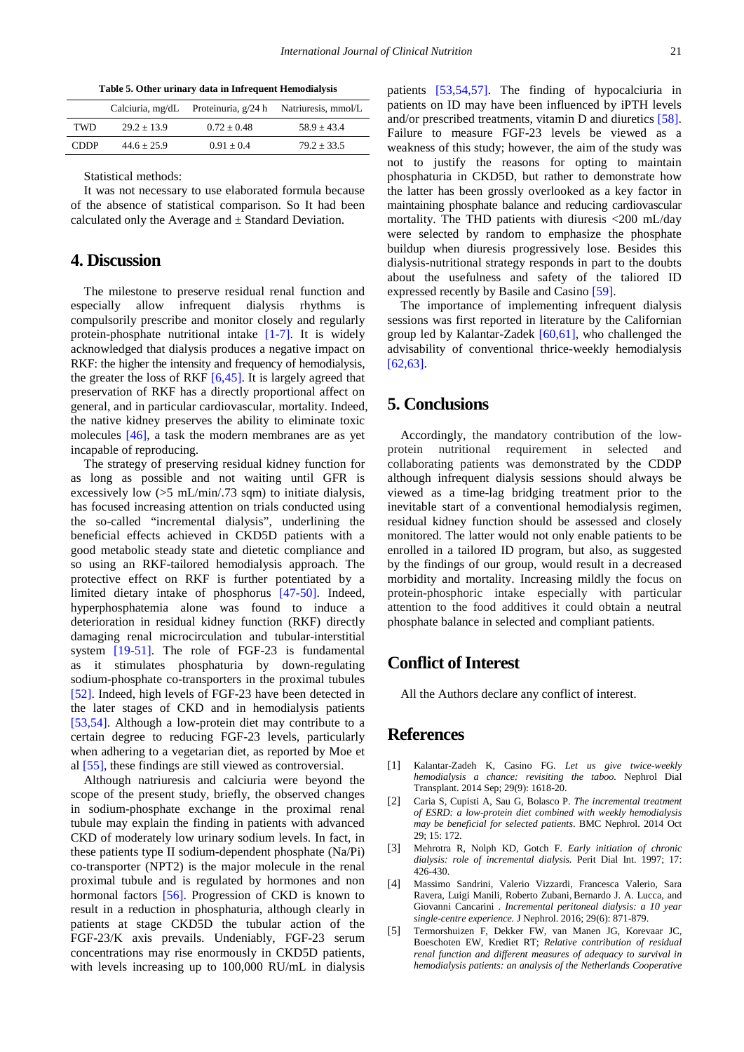**Table 5. Other urinary data in Infrequent Hemodialysis**

| | Calciuria, mg/dL | Proteinuria, g/24 h | Natriuresis, mmol/L |
|---|---|---|---|
| TWD | 29.2 ± 13.9 | 0.72 ± 0.48 | 58.9 ± 43.4 |
| CDDP | 44.6 ± 25.9 | 0.91 ± 0.4 | 79.2 ± 33.5 |

Statistical methods:

It was not necessary to use elaborated formula because of the absence of statistical comparison. So It had been calculated only the Average and ± Standard Deviation.

## 4. Discussion

The milestone to preserve residual renal function and especially allow infrequent dialysis rhythms is compulsorily prescribe and monitor closely and regularly protein-phosphate nutritional intake [1-7]. It is widely acknowledged that dialysis produces a negative impact on RKF: the higher the intensity and frequency of hemodialysis, the greater the loss of RKF [6,45]. It is largely agreed that preservation of RKF has a directly proportional affect on general, and in particular cardiovascular, mortality. Indeed, the native kidney preserves the ability to eliminate toxic molecules [46], a task the modern membranes are as yet incapable of reproducing.

The strategy of preserving residual kidney function for as long as possible and not waiting until GFR is excessively low (>5 mL/min/.73 sqm) to initiate dialysis, has focused increasing attention on trials conducted using the so-called "incremental dialysis", underlining the beneficial effects achieved in CKD5D patients with a good metabolic steady state and dietetic compliance and so using an RKF-tailored hemodialysis approach. The protective effect on RKF is further potentiated by a limited dietary intake of phosphorus [47-50]. Indeed, hyperphosphatemia alone was found to induce a deterioration in residual kidney function (RKF) directly damaging renal microcirculation and tubular-interstitial system [19-51]. The role of FGF-23 is fundamental as it stimulates phosphaturia by down-regulating sodium-phosphate co-transporters in the proximal tubules [52]. Indeed, high levels of FGF-23 have been detected in the later stages of CKD and in hemodialysis patients [53,54]. Although a low-protein diet may contribute to a certain degree to reducing FGF-23 levels, particularly when adhering to a vegetarian diet, as reported by Moe et al [55], these findings are still viewed as controversial.

Although natriuresis and calciuria were beyond the scope of the present study, briefly, the observed changes in sodium-phosphate exchange in the proximal renal tubule may explain the finding in patients with advanced CKD of moderately low urinary sodium levels. In fact, in these patients type II sodium-dependent phosphate (Na/Pi) co-transporter (NPT2) is the major molecule in the renal proximal tubule and is regulated by hormones and non hormonal factors [56]. Progression of CKD is known to result in a reduction in phosphaturia, although clearly in patients at stage CKD5D the tubular action of the FGF-23/K axis prevails. Undeniably, FGF-23 serum concentrations may rise enormously in CKD5D patients, with levels increasing up to 100,000 RU/mL in dialysis patients [53,54,57]. The finding of hypocalciuria in patients on ID may have been influenced by iPTH levels and/or prescribed treatments, vitamin D and diuretics [58]. Failure to measure FGF-23 levels be viewed as a weakness of this study; however, the aim of the study was not to justify the reasons for opting to maintain phosphaturia in CKD5D, but rather to demonstrate how the latter has been grossly overlooked as a key factor in maintaining phosphate balance and reducing cardiovascular mortality. The THD patients with diuresis <200 mL/day were selected by random to emphasize the phosphate buildup when diuresis progressively lose. Besides this dialysis-nutritional strategy responds in part to the doubts about the usefulness and safety of the taliored ID expressed recently by Basile and Casino [59].

The importance of implementing infrequent dialysis sessions was first reported in literature by the Californian group led by Kalantar-Zadek [60,61], who challenged the advisability of conventional thrice-weekly hemodialysis [62,63].

## 5. Conclusions

Accordingly, the mandatory contribution of the low-protein nutritional requirement in selected and collaborating patients was demonstrated by the CDDP although infrequent dialysis sessions should always be viewed as a time-lag bridging treatment prior to the inevitable start of a conventional hemodialysis regimen, residual kidney function should be assessed and closely monitored. The latter would not only enable patients to be enrolled in a tailored ID program, but also, as suggested by the findings of our group, would result in a decreased morbidity and mortality. Increasing mildly the focus on protein-phosphoric intake especially with particular attention to the food additives it could obtain a neutral phosphate balance in selected and compliant patients.

## Conflict of Interest

All the Authors declare any conflict of interest.

## References

[1] Kalantar-Zadeh K, Casino FG. *Let us give twice-weekly hemodialysis a chance: revisiting the taboo.* Nephrol Dial Transplant. 2014 Sep; 29(9): 1618-20.

[2] Caria S, Cupisti A, Sau G, Bolasco P. *The incremental treatment of ESRD: a low-protein diet combined with weekly hemodialysis may be beneficial for selected patients.* BMC Nephrol. 2014 Oct 29; 15: 172.

[3] Mehrotra R, Nolph KD, Gotch F. *Early initiation of chronic dialysis: role of incremental dialysis.* Perit Dial Int. 1997; 17: 426-430.

[4] Massimo Sandrini, Valerio Vizzardi, Francesca Valerio, Sara Ravera, Luigi Manili, Roberto Zubani, Bernardo J. A. Lucca, and Giovanni Cancarini . *Incremental peritoneal dialysis: a 10 year single-centre experience.* J Nephrol. 2016; 29(6): 871-879.

[5] Termorshuizen F, Dekker FW, van Manen JG, Korevaar JC, Boeschoten EW, Krediet RT; *Relative contribution of residual renal function and different measures of adequacy to survival in hemodialysis patients: an analysis of the Netherlands Cooperative*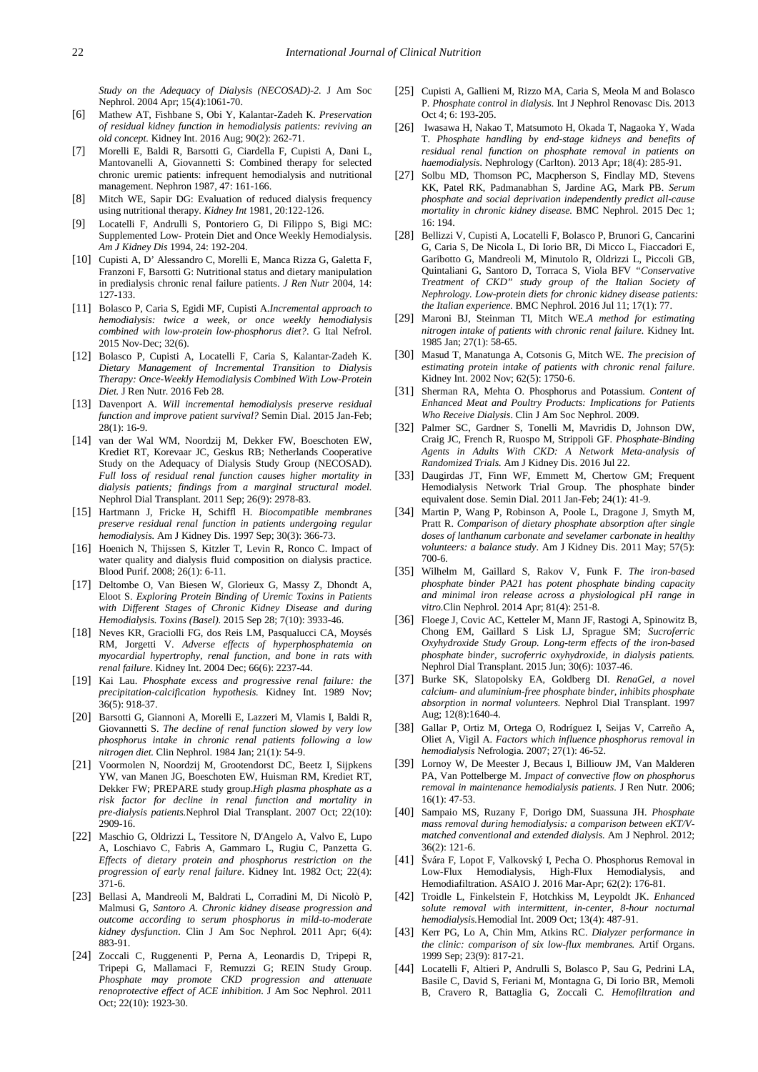*Study on the Adequacy of Dialysis (NECOSAD)-2.* J Am Soc Nephrol. 2004 Apr; 15(4):1061-70.

[6] Mathew AT, Fishbane S, Obi Y, Kalantar-Zadeh K. *Preservation of residual kidney function in hemodialysis patients: reviving an old concept.* Kidney Int. 2016 Aug; 90(2): 262-71.

[7] Morelli E, Baldi R, Barsotti G, Ciardella F, Cupisti A, Dani L, Mantovanelli A, Giovannetti S: Combined therapy for selected chronic uremic patients: infrequent hemodialysis and nutritional management. Nephron 1987, 47: 161-166.

[8] Mitch WE, Sapir DG: Evaluation of reduced dialysis frequency using nutritional therapy. *Kidney Int* 1981, 20:122-126.

[9] Locatelli F, Andrulli S, Pontoriero G, Di Filippo S, Bigi MC: Supplemented Low- Protein Diet and Once Weekly Hemodialysis. *Am J Kidney Dis* 1994, 24: 192-204.

[10] Cupisti A, D' Alessandro C, Morelli E, Manca Rizza G, Galetta F, Franzoni F, Barsotti G: Nutritional status and dietary manipulation in predialysis chronic renal failure patients. *J Ren Nutr* 2004, 14: 127-133.

[11] Bolasco P, Caria S, Egidi MF, Cupisti A.*Incremental approach to hemodialysis: twice a week, or once weekly hemodialysis combined with low-protein low-phosphorus diet?.* G Ital Nefrol. 2015 Nov-Dec; 32(6).

[12] Bolasco P, Cupisti A, Locatelli F, Caria S, Kalantar-Zadeh K. *Dietary Management of Incremental Transition to Dialysis Therapy: Once-Weekly Hemodialysis Combined With Low-Protein Diet.* J Ren Nutr. 2016 Feb 28.

[13] Davenport A. *Will incremental hemodialysis preserve residual function and improve patient survival?* Semin Dial. 2015 Jan-Feb; 28(1): 16-9.

[14] van der Wal WM, Noordzij M, Dekker FW, Boeschoten EW, Krediet RT, Korevaar JC, Geskus RB; Netherlands Cooperative Study on the Adequacy of Dialysis Study Group (NECOSAD). *Full loss of residual renal function causes higher mortality in dialysis patients; findings from a marginal structural model.* Nephrol Dial Transplant. 2011 Sep; 26(9): 2978-83.

[15] Hartmann J, Fricke H, Schiffl H. *Biocompatible membranes preserve residual renal function in patients undergoing regular hemodialysis.* Am J Kidney Dis. 1997 Sep; 30(3): 366-73.

[16] Hoenich N, Thijssen S, Kitzler T, Levin R, Ronco C. Impact of water quality and dialysis fluid composition on dialysis practice. Blood Purif. 2008; 26(1): 6-11.

[17] Deltombe O, Van Biesen W, Glorieux G, Massy Z, Dhondt A, Eloot S. *Exploring Protein Binding of Uremic Toxins in Patients with Different Stages of Chronic Kidney Disease and during Hemodialysis. Toxins (Basel).* 2015 Sep 28; 7(10): 3933-46.

[18] Neves KR, Graciolli FG, dos Reis LM, Pasqualucci CA, Moysés RM, Jorgetti V. *Adverse effects of hyperphosphatemia on myocardial hypertrophy, renal function, and bone in rats with renal failure.* Kidney Int. 2004 Dec; 66(6): 2237-44.

[19] Kai Lau. *Phosphate excess and progressive renal failure: the precipitation-calcification hypothesis.* Kidney Int. 1989 Nov; 36(5): 918-37.

[20] Barsotti G, Giannoni A, Morelli E, Lazzeri M, Vlamis I, Baldi R, Giovannetti S. *The decline of renal function slowed by very low phosphorus intake in chronic renal patients following a low nitrogen diet.* Clin Nephrol. 1984 Jan; 21(1): 54-9.

[21] Voormolen N, Noordzij M, Grootendorst DC, Beetz I, Sijpkens YW, van Manen JG, Boeschoten EW, Huisman RM, Krediet RT, Dekker FW; PREPARE study group.*High plasma phosphate as a risk factor for decline in renal function and mortality in pre-dialysis patients.*Nephrol Dial Transplant. 2007 Oct; 22(10): 2909-16.

[22] Maschio G, Oldrizzi L, Tessitore N, D'Angelo A, Valvo E, Lupo A, Loschiavo C, Fabris A, Gammaro L, Rugiu C, Panzetta G. *Effects of dietary protein and phosphorus restriction on the progression of early renal failure.* Kidney Int. 1982 Oct; 22(4): 371-6.

[23] Bellasi A, Mandreoli M, Baldrati L, Corradini M, Di Nicolò P, Malmusi G, *Santoro A. Chronic kidney disease progression and outcome according to serum phosphorus in mild-to-moderate kidney dysfunction.* Clin J Am Soc Nephrol. 2011 Apr; 6(4): 883-91.

[24] Zoccali C, Ruggenenti P, Perna A, Leonardis D, Tripepi R, Tripepi G, Mallamaci F, Remuzzi G; REIN Study Group. *Phosphate may promote CKD progression and attenuate renoprotective effect of ACE inhibition.* J Am Soc Nephrol. 2011 Oct; 22(10): 1923-30.

[25] Cupisti A, Gallieni M, Rizzo MA, Caria S, Meola M and Bolasco P. *Phosphate control in dialysis.* Int J Nephrol Renovasc Dis. 2013 Oct 4; 6: 193-205.

[26] Iwasawa H, Nakao T, Matsumoto H, Okada T, Nagaoka Y, Wada T. *Phosphate handling by end-stage kidneys and benefits of residual renal function on phosphate removal in patients on haemodialysis.* Nephrology (Carlton). 2013 Apr; 18(4): 285-91.

[27] Solbu MD, Thomson PC, Macpherson S, Findlay MD, Stevens KK, Patel RK, Padmanabhan S, Jardine AG, Mark PB. *Serum phosphate and social deprivation independently predict all-cause mortality in chronic kidney disease.* BMC Nephrol. 2015 Dec 1; 16: 194.

[28] Bellizzi V, Cupisti A, Locatelli F, Bolasco P, Brunori G, Cancarini G, Caria S, De Nicola L, Di Iorio BR, Di Micco L, Fiaccadori E, Garibotto G, Mandreoli M, Minutolo R, Oldrizzi L, Piccoli GB, Quintaliani G, Santoro D, Torraca S, Viola BFV *"Conservative Treatment of CKD" study group of the Italian Society of Nephrology. Low-protein diets for chronic kidney disease patients: the Italian experience.* BMC Nephrol. 2016 Jul 11; 17(1): 77.

[29] Maroni BJ, Steinman TI, Mitch WE.*A method for estimating nitrogen intake of patients with chronic renal failure.* Kidney Int. 1985 Jan; 27(1): 58-65.

[30] Masud T, Manatunga A, Cotsonis G, Mitch WE. *The precision of estimating protein intake of patients with chronic renal failure.* Kidney Int. 2002 Nov; 62(5): 1750-6.

[31] Sherman RA, Mehta O. Phosphorus and Potassium. *Content of Enhanced Meat and Poultry Products: Implications for Patients Who Receive Dialysis*. Clin J Am Soc Nephrol. 2009.

[32] Palmer SC, Gardner S, Tonelli M, Mavridis D, Johnson DW, Craig JC, French R, Ruospo M, Strippoli GF. *Phosphate-Binding Agents in Adults With CKD: A Network Meta-analysis of Randomized Trials.* Am J Kidney Dis. 2016 Jul 22.

[33] Daugirdas JT, Finn WF, Emmett M, Chertow GM; Frequent Hemodialysis Network Trial Group. The phosphate binder equivalent dose. Semin Dial. 2011 Jan-Feb; 24(1): 41-9.

[34] Martin P, Wang P, Robinson A, Poole L, Dragone J, Smyth M, Pratt R. *Comparison of dietary phosphate absorption after single doses of lanthanum carbonate and sevelamer carbonate in healthy volunteers: a balance study*. Am J Kidney Dis. 2011 May; 57(5): 700-6.

[35] Wilhelm M, Gaillard S, Rakov V, Funk F. *The iron-based phosphate binder PA21 has potent phosphate binding capacity and minimal iron release across a physiological pH range in vitro.*Clin Nephrol. 2014 Apr; 81(4): 251-8.

[36] Floege J, Covic AC, Ketteler M, Mann JF, Rastogi A, Spinowitz B, Chong EM, Gaillard S Lisk LJ, Sprague SM; *Sucroferric Oxyhydroxide Study Group. Long-term effects of the iron-based phosphate binder, sucroferric oxyhydroxide, in dialysis patients.* Nephrol Dial Transplant. 2015 Jun; 30(6): 1037-46.

[37] Burke SK, Slatopolsky EA, Goldberg DI. *RenaGel, a novel calcium- and aluminium-free phosphate binder, inhibits phosphate absorption in normal volunteers.* Nephrol Dial Transplant. 1997 Aug; 12(8):1640-4.

[38] Gallar P, Ortiz M, Ortega O, Rodríguez I, Seijas V, Carreño A, Oliet A, Vigil A. *Factors which influence phosphorus removal in hemodialysis* Nefrologia. 2007; 27(1): 46-52.

[39] Lornoy W, De Meester J, Becaus I, Billiouw JM, Van Malderen PA, Van Pottelberge M. *Impact of convective flow on phosphorus removal in maintenance hemodialysis patients.* J Ren Nutr. 2006; 16(1): 47-53.

[40] Sampaio MS, Ruzany F, Dorigo DM, Suassuna JH. *Phosphate mass removal during hemodialysis: a comparison between eKT/V-matched conventional and extended dialysis.* Am J Nephrol. 2012; 36(2): 121-6.

[41] Švára F, Lopot F, Valkovský I, Pecha O. Phosphorus Removal in Low-Flux Hemodialysis, High-Flux Hemodialysis, and Hemodiafiltration. ASAIO J. 2016 Mar-Apr; 62(2): 176-81.

[42] Troidle L, Finkelstein F, Hotchkiss M, Leypoldt JK. *Enhanced solute removal with intermittent, in-center, 8-hour nocturnal hemodialysis.*Hemodial Int. 2009 Oct; 13(4): 487-91.

[43] Kerr PG, Lo A, Chin Mm, Atkins RC. *Dialyzer performance in the clinic: comparison of six low-flux membranes.* Artif Organs. 1999 Sep; 23(9): 817-21.

[44] Locatelli F, Altieri P, Andrulli S, Bolasco P, Sau G, Pedrini LA, Basile C, David S, Feriani M, Montagna G, Di Iorio BR, Memoli B, Cravero R, Battaglia G, Zoccali C. *Hemofiltration and*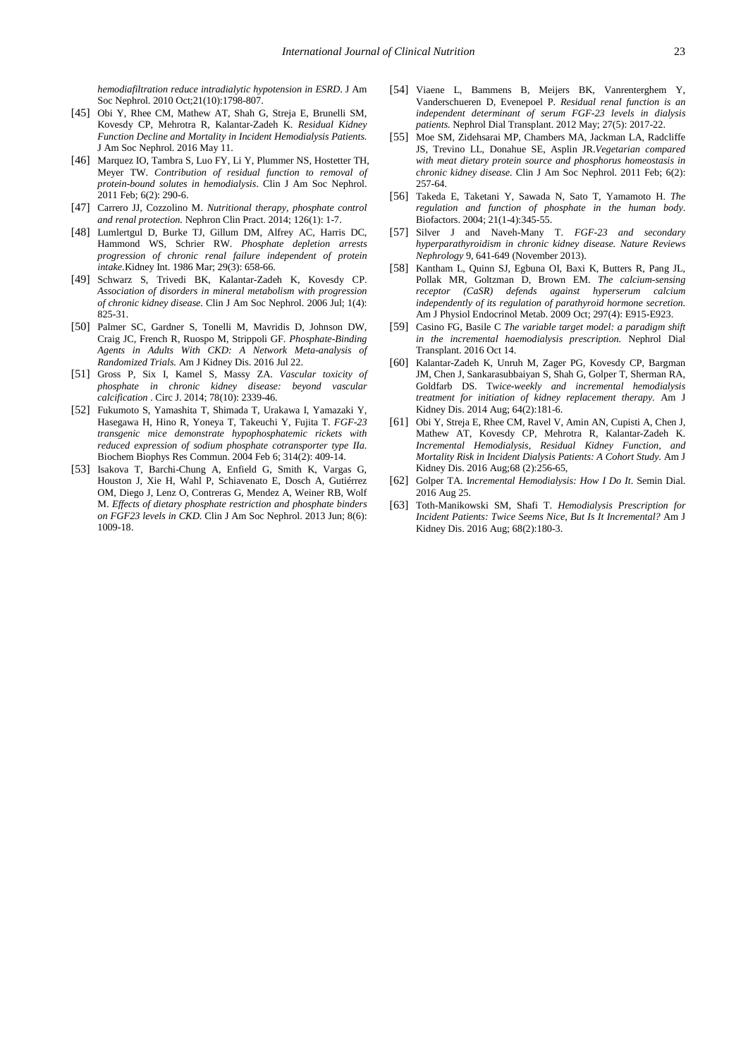*hemodiafiltration reduce intradialytic hypotension in ESRD*. J Am Soc Nephrol. 2010 Oct;21(10):1798-807.

[45] Obi Y, Rhee CM, Mathew AT, Shah G, Streja E, Brunelli SM, Kovesdy CP, Mehrotra R, Kalantar-Zadeh K. *Residual Kidney Function Decline and Mortality in Incident Hemodialysis Patients.* J Am Soc Nephrol. 2016 May 11.

[46] Marquez IO, Tambra S, Luo FY, Li Y, Plummer NS, Hostetter TH, Meyer TW. *Contribution of residual function to removal of protein-bound solutes in hemodialysis*. Clin J Am Soc Nephrol. 2011 Feb; 6(2): 290-6.

[47] Carrero JJ, Cozzolino M. *Nutritional therapy, phosphate control and renal protection.* Nephron Clin Pract. 2014; 126(1): 1-7.

[48] Lumlertgul D, Burke TJ, Gillum DM, Alfrey AC, Harris DC, Hammond WS, Schrier RW. *Phosphate depletion arrests progression of chronic renal failure independent of protein intake.*Kidney Int. 1986 Mar; 29(3): 658-66.

[49] Schwarz S, Trivedi BK, Kalantar-Zadeh K, Kovesdy CP. *Association of disorders in mineral metabolism with progression of chronic kidney disease.* Clin J Am Soc Nephrol. 2006 Jul; 1(4): 825-31.

[50] Palmer SC, Gardner S, Tonelli M, Mavridis D, Johnson DW, Craig JC, French R, Ruospo M, Strippoli GF. *Phosphate-Binding Agents in Adults With CKD: A Network Meta-analysis of Randomized Trials.* Am J Kidney Dis. 2016 Jul 22.

[51] Gross P, Six I, Kamel S, Massy ZA. *Vascular toxicity of phosphate in chronic kidney disease: beyond vascular calcification* . Circ J. 2014; 78(10): 2339-46.

[52] Fukumoto S, Yamashita T, Shimada T, Urakawa I, Yamazaki Y, Hasegawa H, Hino R, Yoneya T, Takeuchi Y, Fujita T. *FGF-23 transgenic mice demonstrate hypophosphatemic rickets with reduced expression of sodium phosphate cotransporter type IIa*. Biochem Biophys Res Commun. 2004 Feb 6; 314(2): 409-14.

[53] Isakova T, Barchi-Chung A, Enfield G, Smith K, Vargas G, Houston J, Xie H, Wahl P, Schiavenato E, Dosch A, Gutiérrez OM, Diego J, Lenz O, Contreras G, Mendez A, Weiner RB, Wolf M. *Effects of dietary phosphate restriction and phosphate binders on FGF23 levels in CKD.* Clin J Am Soc Nephrol. 2013 Jun; 8(6): 1009-18.

[54] Viaene L, Bammens B, Meijers BK, Vanrenterghem Y, Vanderschueren D, Evenepoel P. *Residual renal function is an independent determinant of serum FGF-23 levels in dialysis patients.* Nephrol Dial Transplant. 2012 May; 27(5): 2017-22.

[55] Moe SM, Zidehsarai MP, Chambers MA, Jackman LA, Radcliffe JS, Trevino LL, Donahue SE, Asplin JR.*Vegetarian compared with meat dietary protein source and phosphorus homeostasis in chronic kidney disease*. Clin J Am Soc Nephrol. 2011 Feb; 6(2): 257-64.

[56] Takeda E, Taketani Y, Sawada N, Sato T, Yamamoto H. *The regulation and function of phosphate in the human body*. Biofactors. 2004; 21(1-4):345-55.

[57] Silver J and Naveh-Many T. *FGF-23 and secondary hyperparathyroidism in chronic kidney disease. Nature Reviews Nephrology* 9, 641-649 (November 2013).

[58] Kantham L, Quinn SJ, Egbuna OI, Baxi K, Butters R, Pang JL, Pollak MR, Goltzman D, Brown EM. *The calcium-sensing receptor (CaSR) defends against hyperserum calcium independently of its regulation of parathyroid hormone secretion.* Am J Physiol Endocrinol Metab. 2009 Oct; 297(4): E915-E923.

[59] Casino FG, Basile C *The variable target model: a paradigm shift in the incremental haemodialysis prescription.* Nephrol Dial Transplant. 2016 Oct 14.

[60] Kalantar-Zadeh K, Unruh M, Zager PG, Kovesdy CP, Bargman JM, Chen J, Sankarasubbaiyan S, Shah G, Golper T, Sherman RA, Goldfarb DS. T*wice-weekly and incremental hemodialysis treatment for initiation of kidney replacement therapy.* Am J Kidney Dis. 2014 Aug; 64(2):181-6.

[61] Obi Y, Streja E, Rhee CM, Ravel V, Amin AN, Cupisti A, Chen J, Mathew AT, Kovesdy CP, Mehrotra R, Kalantar-Zadeh K. *Incremental Hemodialysis, Residual Kidney Function, and Mortality Risk in Incident Dialysis Patients: A Cohort Study.* Am J Kidney Dis. 2016 Aug;68 (2):256-65,

[62] Golper TA. I*ncremental Hemodialysis: How I Do It*. Semin Dial. 2016 Aug 25.

[63] Toth-Manikowski SM, Shafi T. *Hemodialysis Prescription for Incident Patients: Twice Seems Nice, But Is It Incremental?* Am J Kidney Dis. 2016 Aug; 68(2):180-3.